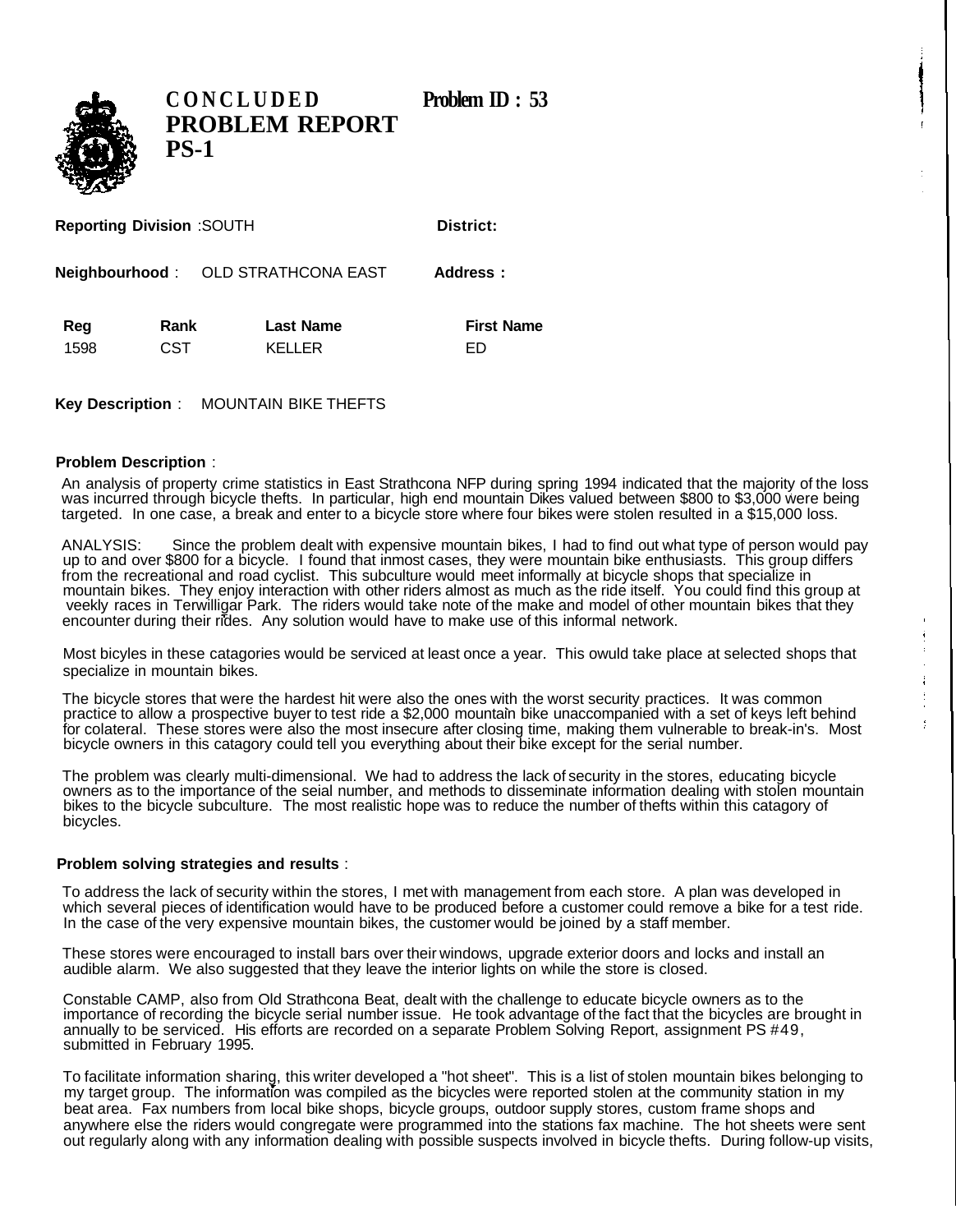# CONCLUDED PROBLEM REPORT PS-1

**Problem ID : 53**

**Reporting Division** :SOUTH **District:**

**Neighbourhood** : OLD STRATHCONA EAST **Address :**

| Reg | Rank | Last Name | First Name |
|---|---|---|---|
| 1598 | CST | KELLER | ED |

**Key Description** : MOUNTAIN BIKE THEFTS

**Problem Description** :

An analysis of property crime statistics in East Strathcona NFP during spring 1994 indicated that the majority of the loss was incurred through bicycle thefts. In particular, high end mountain Dikes valued between $800 to $3,000 were being targeted. In one case, a break and enter to a bicycle store where four bikes were stolen resulted in a $15,000 loss.

ANALYSIS: Since the problem dealt with expensive mountain bikes, I had to find out what type of person would pay up to and over $800 for a bicycle. I found that inmost cases, they were mountain bike enthusiasts. This group differs from the recreational and road cyclist. This subculture would meet informally at bicycle shops that specialize in mountain bikes. They enjoy interaction with other riders almost as much as the ride itself. You could find this group at veekly races in Terwilligar Park. The riders would take note of the make and model of other mountain bikes that they encounter during their rides. Any solution would have to make use of this informal network.

Most bicyles in these catagories would be serviced at least once a year. This owuld take place at selected shops that specialize in mountain bikes.

The bicycle stores that were the hardest hit were also the ones with the worst security practices. It was common practice to allow a prospective buyer to test ride a $2,000 mountain bike unaccompanied with a set of keys left behind for colateral. These stores were also the most insecure after closing time, making them vulnerable to break-in's. Most bicycle owners in this catagory could tell you everything about their bike except for the serial number.

The problem was clearly multi-dimensional. We had to address the lack of security in the stores, educating bicycle owners as to the importance of the seial number, and methods to disseminate information dealing with stolen mountain bikes to the bicycle subculture. The most realistic hope was to reduce the number of thefts within this catagory of bicycles.

**Problem solving strategies and results** :

To address the lack of security within the stores, I met with management from each store. A plan was developed in which several pieces of identification would have to be produced before a customer could remove a bike for a test ride. In the case of the very expensive mountain bikes, the customer would be joined by a staff member.

These stores were encouraged to install bars over their windows, upgrade exterior doors and locks and install an audible alarm. We also suggested that they leave the interior lights on while the store is closed.

Constable CAMP, also from Old Strathcona Beat, dealt with the challenge to educate bicycle owners as to the importance of recording the bicycle serial number issue. He took advantage of the fact that the bicycles are brought in annually to be serviced. His efforts are recorded on a separate Problem Solving Report, assignment PS #49, submitted in February 1995.

To facilitate information sharing, this writer developed a "hot sheet". This is a list of stolen mountain bikes belonging to my target group. The information was compiled as the bicycles were reported stolen at the community station in my beat area. Fax numbers from local bike shops, bicycle groups, outdoor supply stores, custom frame shops and anywhere else the riders would congregate were programmed into the stations fax machine. The hot sheets were sent out regularly along with any information dealing with possible suspects involved in bicycle thefts. During follow-up visits,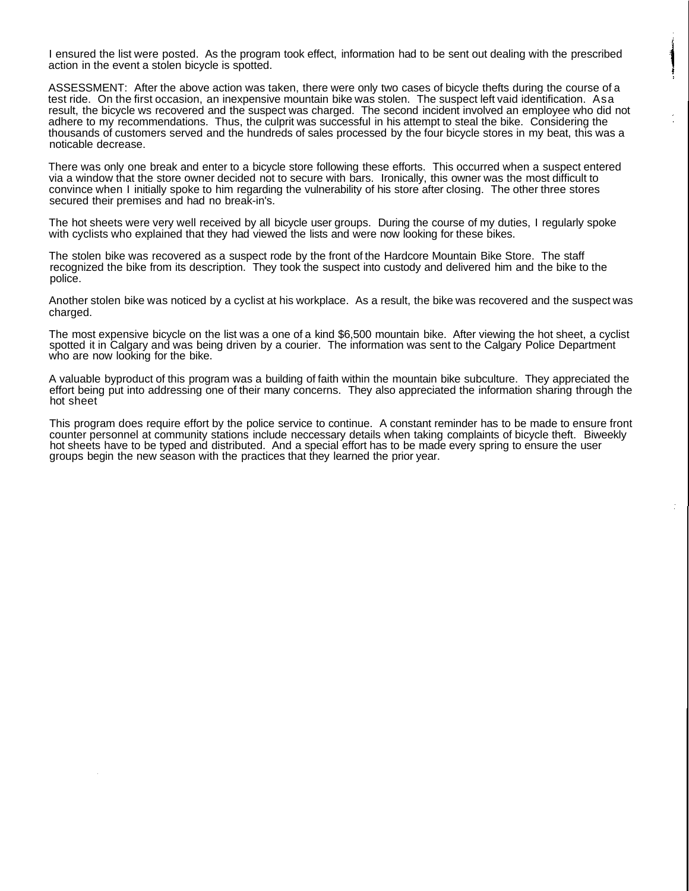I ensured the list were posted. As the program took effect, information had to be sent out dealing with the prescribed action in the event a stolen bicycle is spotted.

ASSESSMENT: After the above action was taken, there were only two cases of bicycle thefts during the course of a test ride. On the first occasion, an inexpensive mountain bike was stolen. The suspect left vaid identification. As a result, the bicycle ws recovered and the suspect was charged. The second incident involved an employee who did not adhere to my recommendations. Thus, the culprit was successful in his attempt to steal the bike. Considering the thousands of customers served and the hundreds of sales processed by the four bicycle stores in my beat, this was a noticable decrease.

There was only one break and enter to a bicycle store following these efforts. This occurred when a suspect entered via a window that the store owner decided not to secure with bars. Ironically, this owner was the most difficult to convince when I initially spoke to him regarding the vulnerability of his store after closing. The other three stores secured their premises and had no break-in's.

The hot sheets were very well received by all bicycle user groups. During the course of my duties, I regularly spoke with cyclists who explained that they had viewed the lists and were now looking for these bikes.

The stolen bike was recovered as a suspect rode by the front of the Hardcore Mountain Bike Store. The staff recognized the bike from its description. They took the suspect into custody and delivered him and the bike to the police.

Another stolen bike was noticed by a cyclist at his workplace. As a result, the bike was recovered and the suspect was charged.

The most expensive bicycle on the list was a one of a kind $6,500 mountain bike. After viewing the hot sheet, a cyclist spotted it in Calgary and was being driven by a courier. The information was sent to the Calgary Police Department who are now looking for the bike.

A valuable byproduct of this program was a building of faith within the mountain bike subculture. They appreciated the effort being put into addressing one of their many concerns. They also appreciated the information sharing through the hot sheet

This program does require effort by the police service to continue. A constant reminder has to be made to ensure front counter personnel at community stations include neccessary details when taking complaints of bicycle theft. Biweekly hot sheets have to be typed and distributed. And a special effort has to be made every spring to ensure the user groups begin the new season with the practices that they learned the prior year.